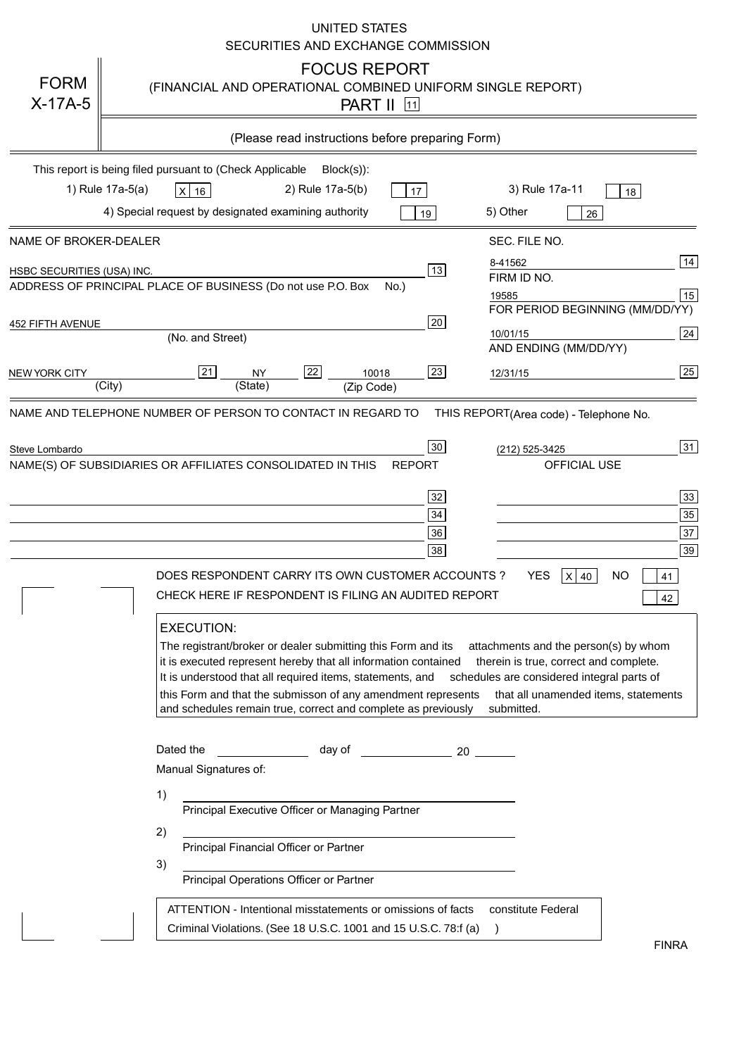UNITED STATES
SECURITIES AND EXCHANGE COMMISSION

# FORM X-17A-5

## FOCUS REPORT
(FINANCIAL AND OPERATIONAL COMBINED UNIFORM SINGLE REPORT)
PART II [11]

(Please read instructions before preparing Form)

This report is being filed pursuant to (Check Applicable Block(s)):

1) Rule 17a-5(a) [X] 16  2) Rule 17a-5(b) [ ] 17  3) Rule 17a-11 [ ] 18
4) Special request by designated examining authority [ ] 19  5) Other [ ] 26

| | |
|---|---|
| NAME OF BROKER-DEALER | SEC. FILE NO. |
| HSBC SECURITIES (USA) INC. [13] | 8-41562 [14] |
| ADDRESS OF PRINCIPAL PLACE OF BUSINESS (Do not use P.O. Box No.) | FIRM ID NO. |
| | 19585 [15] |
| 452 FIFTH AVENUE [20] | FOR PERIOD BEGINNING (MM/DD/YY) |
| (No. and Street) | 10/01/15 [24] |
| | AND ENDING (MM/DD/YY) |
| NEW YORK CITY [21] (City) NY [22] (State) 10018 [23] (Zip Code) | 12/31/15 [25] |

NAME AND TELEPHONE NUMBER OF PERSON TO CONTACT IN REGARD TO THIS REPORT (Area code) - Telephone No.

Steve Lombardo [30]  (212) 525-3425 [31]

NAME(S) OF SUBSIDIARIES OR AFFILIATES CONSOLIDATED IN THIS REPORT  OFFICIAL USE

| | |
|---|---|
| [32] | [33] |
| [34] | [35] |
| [36] | [37] |
| [38] | [39] |

DOES RESPONDENT CARRY ITS OWN CUSTOMER ACCOUNTS? YES [X] 40 NO [ ] 41

CHECK HERE IF RESPONDENT IS FILING AN AUDITED REPORT [ ] 42

**EXECUTION:**

The registrant/broker or dealer submitting this Form and its attachments and the person(s) by whom it is executed represent hereby that all information contained therein is true, correct and complete. It is understood that all required items, statements, and schedules are considered integral parts of this Form and that the submisson of any amendment represents that all unamended items, statements and schedules remain true, correct and complete as previously submitted.

Dated the ____________ day of ____________ 20 ______

Manual Signatures of:

1) ______________________________
Principal Executive Officer or Managing Partner

2) ______________________________
Principal Financial Officer or Partner

3) ______________________________
Principal Operations Officer or Partner

ATTENTION - Intentional misstatements or omissions of facts constitute Federal Criminal Violations. (See 18 U.S.C. 1001 and 15 U.S.C. 78:f (a) )

FINRA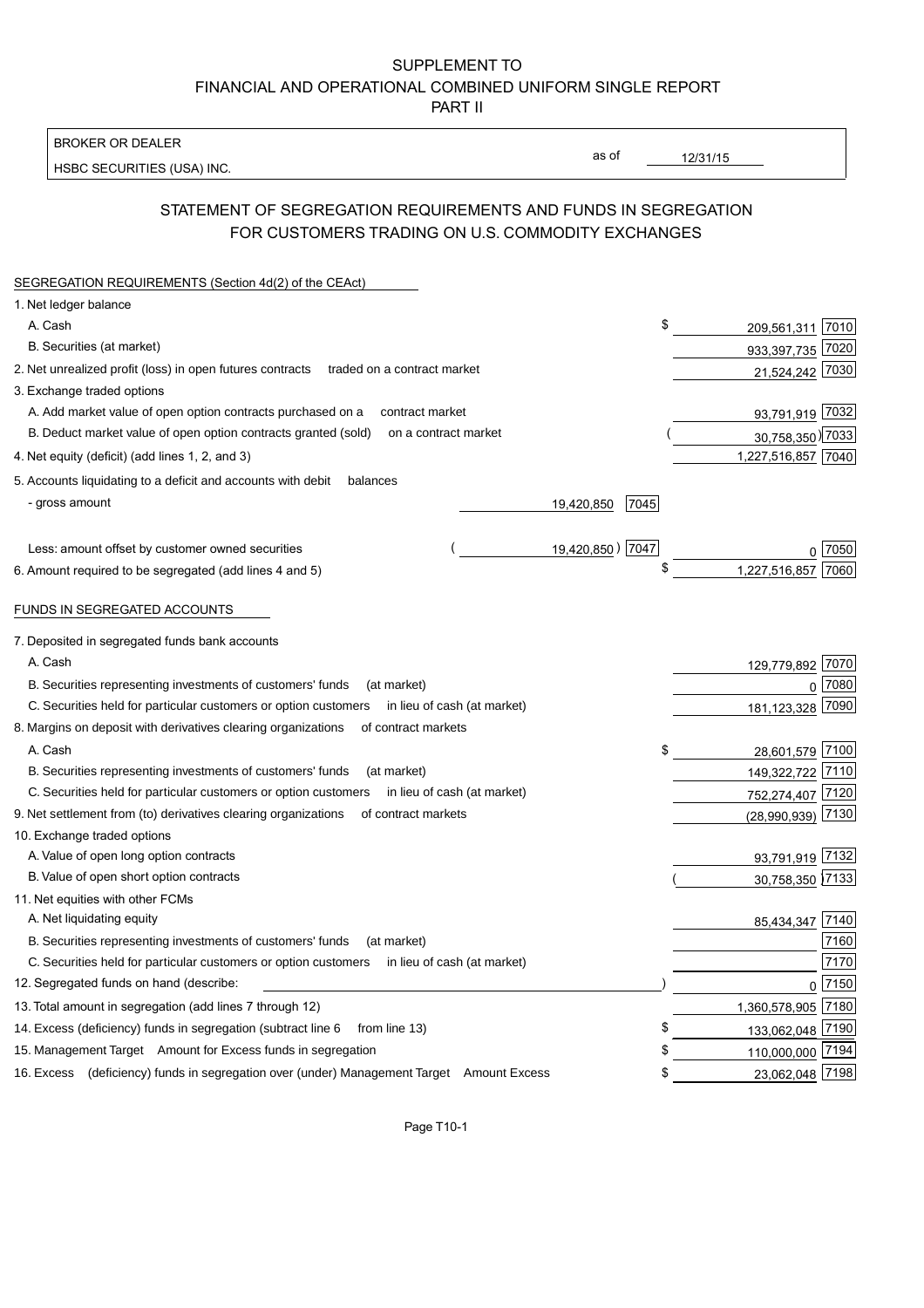SUPPLEMENT TO
FINANCIAL AND OPERATIONAL COMBINED UNIFORM SINGLE REPORT
PART II

| BROKER OR DEALER | | |
|---|---|---|
| HSBC SECURITIES (USA) INC. | as of | 12/31/15 |

## STATEMENT OF SEGREGATION REQUIREMENTS AND FUNDS IN SEGREGATION FOR CUSTOMERS TRADING ON U.S. COMMODITY EXCHANGES

| | | | |
|---|---|---|---|
| **SEGREGATION REQUIREMENTS (Section 4d(2) of the CEAct)** | | | |
| 1. Net ledger balance | | | |
| A. Cash | | $ 209,561,311 | 7010 |
| B. Securities (at market) | | 933,397,735 | 7020 |
| 2. Net unrealized profit (loss) in open futures contracts traded on a contract market | | 21,524,242 | 7030 |
| 3. Exchange traded options | | | |
| A. Add market value of open option contracts purchased on a contract market | | 93,791,919 | 7032 |
| B. Deduct market value of open option contracts granted (sold) on a contract market | | ( 30,758,350 ) | 7033 |
| 4. Net equity (deficit) (add lines 1, 2, and 3) | | 1,227,516,857 | 7040 |
| 5. Accounts liquidating to a deficit and accounts with debit balances | | | |
| - gross amount | 19,420,850 [7045] | | |
| Less: amount offset by customer owned securities | ( 19,420,850 ) [7047] | 0 | 7050 |
| 6. Amount required to be segregated (add lines 4 and 5) | | $ 1,227,516,857 | 7060 |
| **FUNDS IN SEGREGATED ACCOUNTS** | | | |
| 7. Deposited in segregated funds bank accounts | | | |
| A. Cash | | 129,779,892 | 7070 |
| B. Securities representing investments of customers' funds (at market) | | 0 | 7080 |
| C. Securities held for particular customers or option customers in lieu of cash (at market) | | 181,123,328 | 7090 |
| 8. Margins on deposit with derivatives clearing organizations of contract markets | | | |
| A. Cash | | $ 28,601,579 | 7100 |
| B. Securities representing investments of customers' funds (at market) | | 149,322,722 | 7110 |
| C. Securities held for particular customers or option customers in lieu of cash (at market) | | 752,274,407 | 7120 |
| 9. Net settlement from (to) derivatives clearing organizations of contract markets | | (28,990,939) | 7130 |
| 10. Exchange traded options | | | |
| A. Value of open long option contracts | | 93,791,919 | 7132 |
| B. Value of open short option contracts | | ( 30,758,350 ) | 7133 |
| 11. Net equities with other FCMs | | | |
| A. Net liquidating equity | | 85,434,347 | 7140 |
| B. Securities representing investments of customers' funds (at market) | | | 7160 |
| C. Securities held for particular customers or option customers in lieu of cash (at market) | | | 7170 |
| 12. Segregated funds on hand (describe: ) | | 0 | 7150 |
| 13. Total amount in segregation (add lines 7 through 12) | | 1,360,578,905 | 7180 |
| 14. Excess (deficiency) funds in segregation (subtract line 6 from line 13) | | $ 133,062,048 | 7190 |
| 15. Management Target Amount for Excess funds in segregation | | $ 110,000,000 | 7194 |
| 16. Excess (deficiency) funds in segregation over (under) Management Target Amount Excess | | $ 23,062,048 | 7198 |

Page T10-1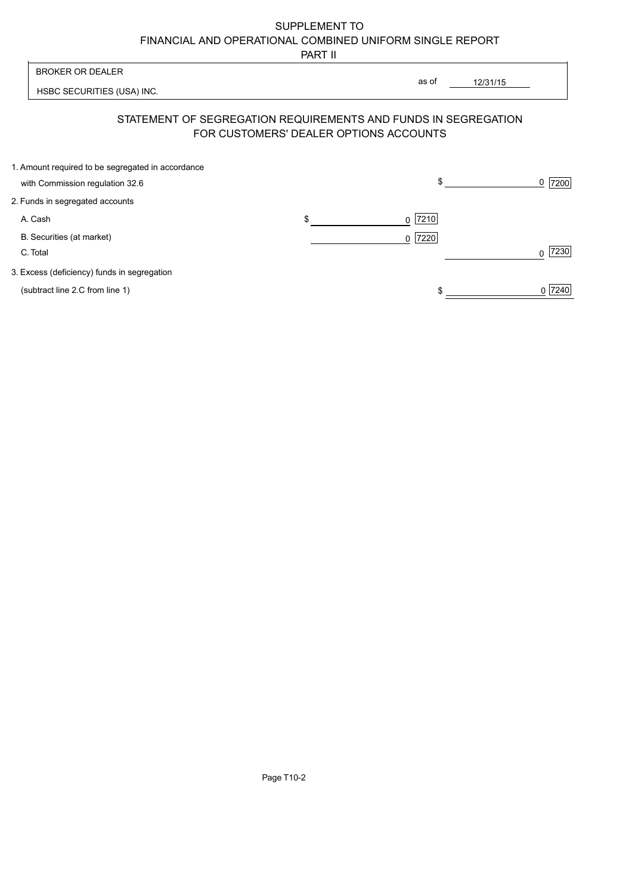SUPPLEMENT TO
FINANCIAL AND OPERATIONAL COMBINED UNIFORM SINGLE REPORT
PART II

BROKER OR DEALER

HSBC SECURITIES (USA) INC.

as of 12/31/15

## STATEMENT OF SEGREGATION REQUIREMENTS AND FUNDS IN SEGREGATION FOR CUSTOMERS' DEALER OPTIONS ACCOUNTS

| | | | | |
|---|---|---|---|---|
| 1. Amount required to be segregated in accordance with Commission regulation 32.6 | | | $ 0 | 7200 |
| 2. Funds in segregated accounts | | | | |
| A. Cash | $ 0 | 7210 | | |
| B. Securities (at market) | 0 | 7220 | | |
| C. Total | | | 0 | 7230 |
| 3. Excess (deficiency) funds in segregation (subtract line 2.C from line 1) | | | $ 0 | 7240 |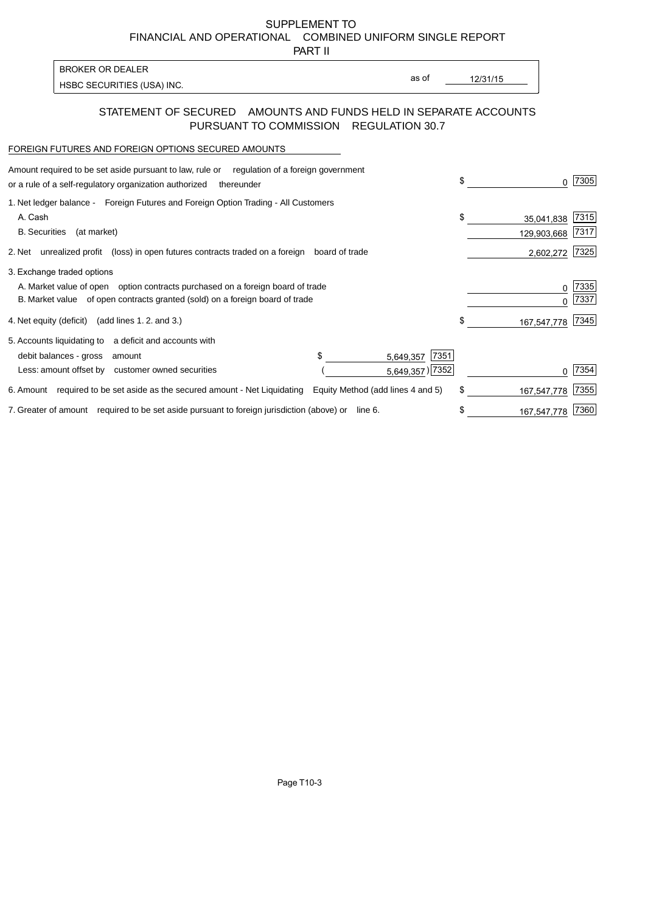SUPPLEMENT TO
FINANCIAL AND OPERATIONAL COMBINED UNIFORM SINGLE REPORT
PART II

| BROKER OR DEALER | | |
|---|---|---|
| HSBC SECURITIES (USA) INC. | as of | 12/31/15 |

## STATEMENT OF SECURED AMOUNTS AND FUNDS HELD IN SEPARATE ACCOUNTS PURSUANT TO COMMISSION REGULATION 30.7

### FOREIGN FUTURES AND FOREIGN OPTIONS SECURED AMOUNTS

| | | | | | |
|---|---|---|---|---|---|
| Amount required to be set aside pursuant to law, rule or regulation of a foreign government or a rule of a self-regulatory organization authorized thereunder | | | $ | 0 | 7305 |
| 1. Net ledger balance - Foreign Futures and Foreign Option Trading - All Customers | | | | | |
| A. Cash | | | $ | 35,041,838 | 7315 |
| B. Securities (at market) | | | | 129,903,668 | 7317 |
| 2. Net unrealized profit (loss) in open futures contracts traded on a foreign board of trade | | | | 2,602,272 | 7325 |
| 3. Exchange traded options | | | | | |
| A. Market value of open option contracts purchased on a foreign board of trade | | | | 0 | 7335 |
| B. Market value of open contracts granted (sold) on a foreign board of trade | | | | 0 | 7337 |
| 4. Net equity (deficit) (add lines 1. 2. and 3.) | | | $ | 167,547,778 | 7345 |
| 5. Accounts liquidating to a deficit and accounts with | | | | | |
| debit balances - gross amount | $ 5,649,357 | 7351 | | | |
| Less: amount offset by customer owned securities | ( 5,649,357 ) | 7352 | | 0 | 7354 |
| 6. Amount required to be set aside as the secured amount - Net Liquidating Equity Method (add lines 4 and 5) | | | $ | 167,547,778 | 7355 |
| 7. Greater of amount required to be set aside pursuant to foreign jurisdiction (above) or line 6. | | | $ | 167,547,778 | 7360 |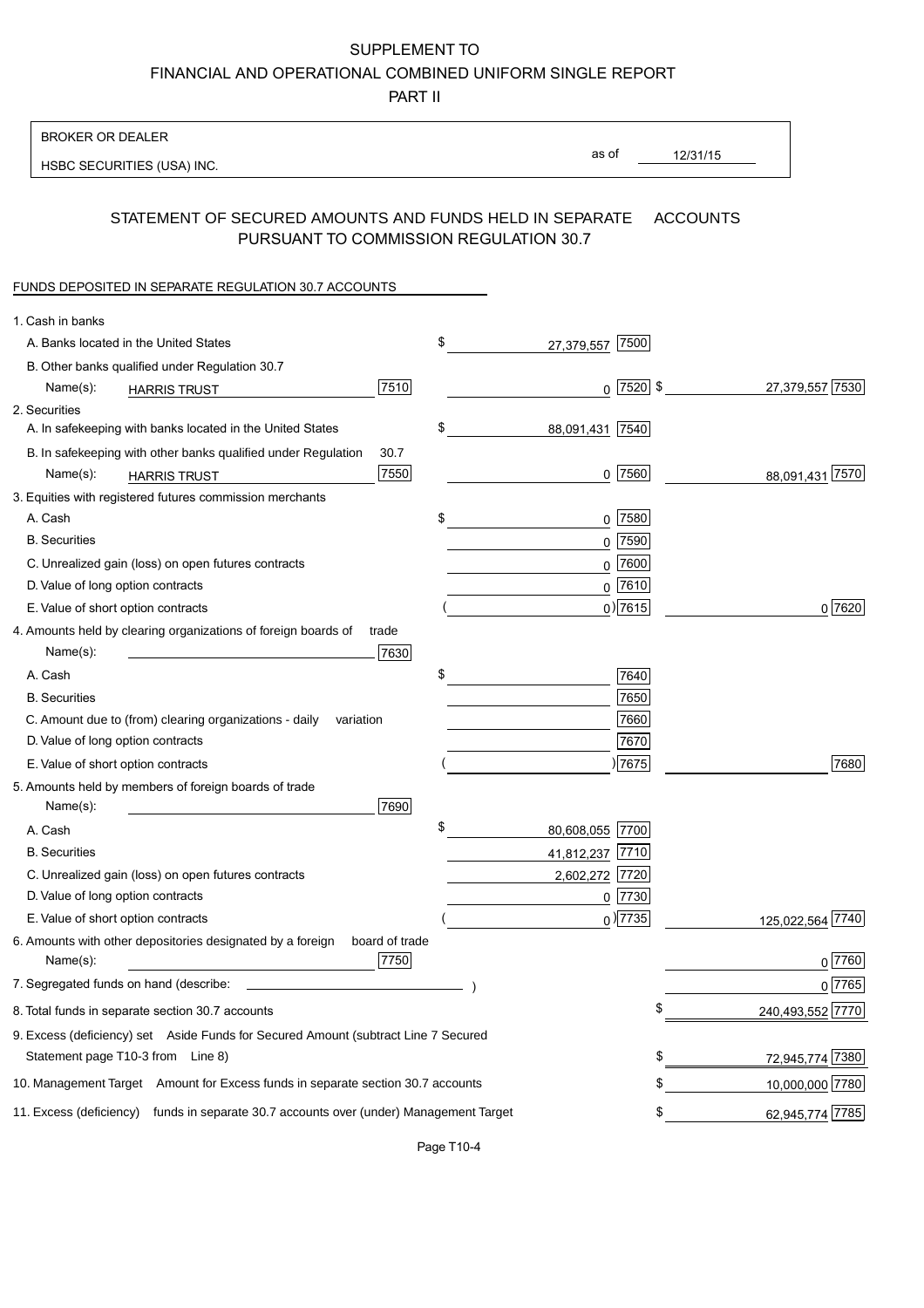SUPPLEMENT TO
FINANCIAL AND OPERATIONAL COMBINED UNIFORM SINGLE REPORT
PART II

BROKER OR DEALER
HSBC SECURITIES (USA) INC.

as of 12/31/15

## STATEMENT OF SECURED AMOUNTS AND FUNDS HELD IN SEPARATE ACCOUNTS PURSUANT TO COMMISSION REGULATION 30.7

FUNDS DEPOSITED IN SEPARATE REGULATION 30.7 ACCOUNTS

| | | | | |
|---|---|---|---|---|
| 1. Cash in banks | | | | |
| A. Banks located in the United States | | $ 27,379,557 [7500] | | |
| B. Other banks qualified under Regulation 30.7 | | | | |
| Name(s): HARRIS TRUST | [7510] | 0 [7520] | $ 27,379,557 [7530] | |
| 2. Securities | | | | |
| A. In safekeeping with banks located in the United States | | $ 88,091,431 [7540] | | |
| B. In safekeeping with other banks qualified under Regulation 30.7 | | | | |
| Name(s): HARRIS TRUST | [7550] | 0 [7560] | 88,091,431 [7570] | |
| 3. Equities with registered futures commission merchants | | | | |
| A. Cash | | $ 0 [7580] | | |
| B. Securities | | 0 [7590] | | |
| C. Unrealized gain (loss) on open futures contracts | | 0 [7600] | | |
| D. Value of long option contracts | | 0 [7610] | | |
| E. Value of short option contracts | | ( 0) [7615] | 0 [7620] | |
| 4. Amounts held by clearing organizations of foreign boards of trade | | | | |
| Name(s): | [7630] | | | |
| A. Cash | | $ [7640] | | |
| B. Securities | | [7650] | | |
| C. Amount due to (from) clearing organizations - daily variation | | [7660] | | |
| D. Value of long option contracts | | [7670] | | |
| E. Value of short option contracts | | ( ) [7675] | [7680] | |
| 5. Amounts held by members of foreign boards of trade | | | | |
| Name(s): | [7690] | | | |
| A. Cash | | $ 80,608,055 [7700] | | |
| B. Securities | | 41,812,237 [7710] | | |
| C. Unrealized gain (loss) on open futures contracts | | 2,602,272 [7720] | | |
| D. Value of long option contracts | | 0 [7730] | | |
| E. Value of short option contracts | | ( 0) [7735] | 125,022,564 [7740] | |
| 6. Amounts with other depositories designated by a foreign board of trade | | | | |
| Name(s): | [7750] | | 0 [7760] | |
| 7. Segregated funds on hand (describe: ) | | | 0 [7765] | |
| 8. Total funds in separate section 30.7 accounts | | | $ 240,493,552 [7770] | |
| 9. Excess (deficiency) set Aside Funds for Secured Amount (subtract Line 7 Secured Statement page T10-3 from Line 8) | | | $ 72,945,774 [7380] | |
| 10. Management Target Amount for Excess funds in separate section 30.7 accounts | | | $ 10,000,000 [7780] | |
| 11. Excess (deficiency) funds in separate 30.7 accounts over (under) Management Target | | | $ 62,945,774 [7785] | |

Page T10-4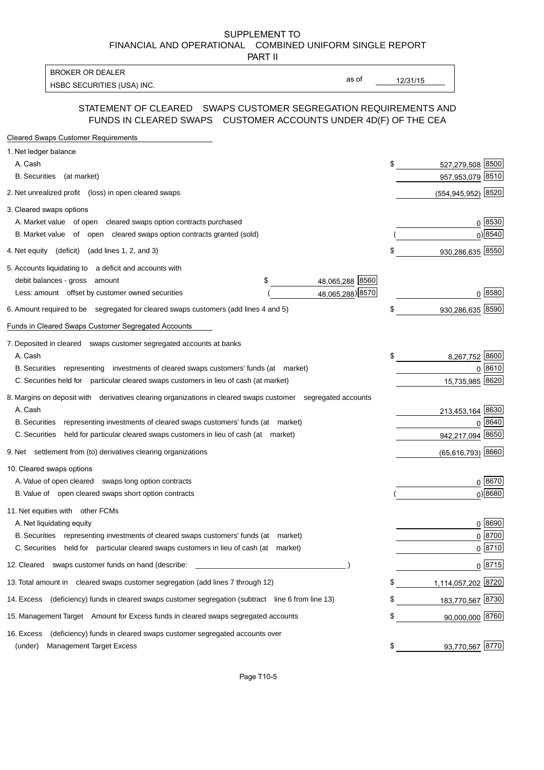SUPPLEMENT TO
FINANCIAL AND OPERATIONAL COMBINED UNIFORM SINGLE REPORT
PART II

| BROKER OR DEALER | | |
|---|---|---|
| HSBC SECURITIES (USA) INC. | as of | 12/31/15 |

## STATEMENT OF CLEARED SWAPS CUSTOMER SEGREGATION REQUIREMENTS AND FUNDS IN CLEARED SWAPS CUSTOMER ACCOUNTS UNDER 4D(F) OF THE CEA

**Cleared Swaps Customer Requirements**

| | | | |
|---|---|---|---|
| 1. Net ledger balance | | | |
| A. Cash | | $ 527,279,508 | 8500 |
| B. Securities (at market) | | 957,953,079 | 8510 |
| 2. Net unrealized profit (loss) in open cleared swaps | | (554,945,952) | 8520 |
| 3. Cleared swaps options | | | |
| A. Market value of open cleared swaps option contracts purchased | | 0 | 8530 |
| B. Market value of open cleared swaps option contracts granted (sold) | | ( 0) | 8540 |
| 4. Net equity (deficit) (add lines 1, 2, and 3) | | $ 930,286,635 | 8550 |
| 5. Accounts liquidating to a deficit and accounts with debit balances - gross amount | $ 48,065,288 8560 | | |
| Less: amount offset by customer owned securities | ( 48,065,288) 8570 | 0 | 8580 |
| 6. Amount required to be segregated for cleared swaps customers (add lines 4 and 5) | | $ 930,286,635 | 8590 |

**Funds in Cleared Swaps Customer Segregated Accounts**

| | | |
|---|---|---|
| 7. Deposited in cleared swaps customer segregated accounts at banks | | |
| A. Cash | $ 8,267,752 | 8600 |
| B. Securities representing investments of cleared swaps customers' funds (at market) | 0 | 8610 |
| C. Securities held for particular cleared swaps customers in lieu of cash (at market) | 15,735,985 | 8620 |
| 8. Margins on deposit with derivatives clearing organizations in cleared swaps customer segregated accounts | | |
| A. Cash | 213,453,164 | 8630 |
| B. Securities representing investments of cleared swaps customers' funds (at market) | 0 | 8640 |
| C. Securities held for particular cleared swaps customers in lieu of cash (at market) | 942,217,094 | 8650 |
| 9. Net settlement from (to) derivatives clearing organizations | (65,616,793) | 8660 |
| 10. Cleared swaps options | | |
| A. Value of open cleared swaps long option contracts | 0 | 8670 |
| B. Value of open cleared swaps short option contracts | ( 0) | 8680 |
| 11. Net equities with other FCMs | | |
| A. Net liquidating equity | 0 | 8690 |
| B. Securities representing investments of cleared swaps customers' funds (at market) | 0 | 8700 |
| C. Securities held for particular cleared swaps customers in lieu of cash (at market) | 0 | 8710 |
| 12. Cleared swaps customer funds on hand (describe: ) | 0 | 8715 |
| 13. Total amount in cleared swaps customer segregation (add lines 7 through 12) | $ 1,114,057,202 | 8720 |
| 14. Excess (deficiency) funds in cleared swaps customer segregation (subtract line 6 from line 13) | $ 183,770,567 | 8730 |
| 15. Management Target Amount for Excess funds in cleared swaps segregated accounts | $ 90,000,000 | 8760 |
| 16. Excess (deficiency) funds in cleared swaps customer segregated accounts over (under) Management Target Excess | $ 93,770,567 | 8770 |

Page T10-5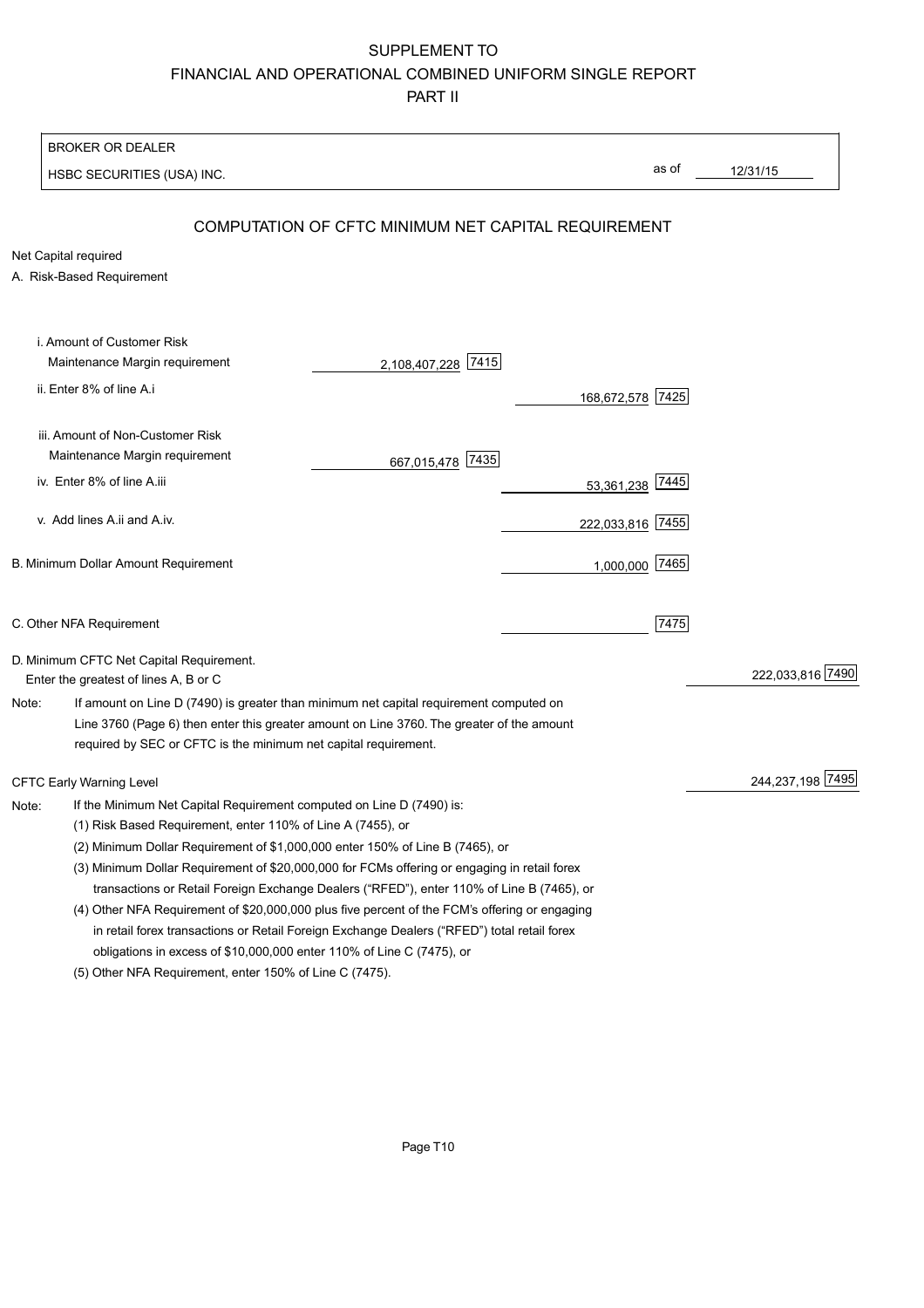# SUPPLEMENT TO FINANCIAL AND OPERATIONAL COMBINED UNIFORM SINGLE REPORT PART II

BROKER OR DEALER

HSBC SECURITIES (USA) INC. as of 12/31/15

## COMPUTATION OF CFTC MINIMUM NET CAPITAL REQUIREMENT

Net Capital required

A. Risk-Based Requirement

| | | | |
|---|---|---|---|
| i. Amount of Customer Risk Maintenance Margin requirement | 2,108,407,228 [7415] | | |
| ii. Enter 8% of line A.i | | 168,672,578 [7425] | |
| iii. Amount of Non-Customer Risk Maintenance Margin requirement | 667,015,478 [7435] | | |
| iv. Enter 8% of line A.iii | | 53,361,238 [7445] | |
| v. Add lines A.ii and A.iv. | | 222,033,816 [7455] | |
| B. Minimum Dollar Amount Requirement | | 1,000,000 [7465] | |
| C. Other NFA Requirement | | [7475] | |
| D. Minimum CFTC Net Capital Requirement. Enter the greatest of lines A, B or C | | | 222,033,816 [7490] |

Note: If amount on Line D (7490) is greater than minimum net capital requirement computed on Line 3760 (Page 6) then enter this greater amount on Line 3760. The greater of the amount required by SEC or CFTC is the minimum net capital requirement.

CFTC Early Warning Level — 244,237,198 [7495]

Note: If the Minimum Net Capital Requirement computed on Line D (7490) is:

(1) Risk Based Requirement, enter 110% of Line A (7455), or

(2) Minimum Dollar Requirement of $1,000,000 enter 150% of Line B (7465), or

(3) Minimum Dollar Requirement of $20,000,000 for FCMs offering or engaging in retail forex transactions or Retail Foreign Exchange Dealers ("RFED"), enter 110% of Line B (7465), or

(4) Other NFA Requirement of $20,000,000 plus five percent of the FCM's offering or engaging in retail forex transactions or Retail Foreign Exchange Dealers ("RFED") total retail forex obligations in excess of $10,000,000 enter 110% of Line C (7475), or

(5) Other NFA Requirement, enter 150% of Line C (7475).